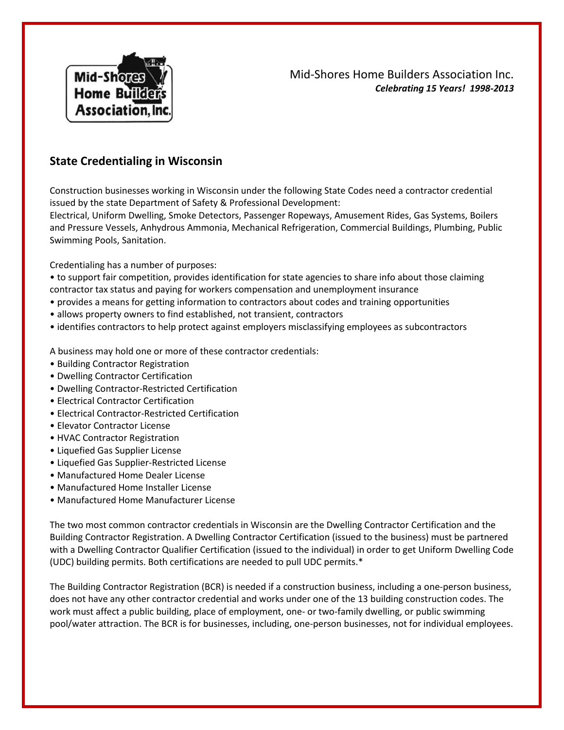Mid-Shores Home Builders Association Inc.

***Celebrating 15 Years! 1998-2013***

## State Credentialing in Wisconsin

Construction businesses working in Wisconsin under the following State Codes need a contractor credential issued by the state Department of Safety & Professional Development:
Electrical, Uniform Dwelling, Smoke Detectors, Passenger Ropeways, Amusement Rides, Gas Systems, Boilers and Pressure Vessels, Anhydrous Ammonia, Mechanical Refrigeration, Commercial Buildings, Plumbing, Public Swimming Pools, Sanitation.

Credentialing has a number of purposes:

- to support fair competition, provides identification for state agencies to share info about those claiming contractor tax status and paying for workers compensation and unemployment insurance
- provides a means for getting information to contractors about codes and training opportunities
- allows property owners to find established, not transient, contractors
- identifies contractors to help protect against employers misclassifying employees as subcontractors

A business may hold one or more of these contractor credentials:

- Building Contractor Registration
- Dwelling Contractor Certification
- Dwelling Contractor-Restricted Certification
- Electrical Contractor Certification
- Electrical Contractor-Restricted Certification
- Elevator Contractor License
- HVAC Contractor Registration
- Liquefied Gas Supplier License
- Liquefied Gas Supplier-Restricted License
- Manufactured Home Dealer License
- Manufactured Home Installer License
- Manufactured Home Manufacturer License

The two most common contractor credentials in Wisconsin are the Dwelling Contractor Certification and the Building Contractor Registration. A Dwelling Contractor Certification (issued to the business) must be partnered with a Dwelling Contractor Qualifier Certification (issued to the individual) in order to get Uniform Dwelling Code (UDC) building permits. Both certifications are needed to pull UDC permits.*

The Building Contractor Registration (BCR) is needed if a construction business, including a one-person business, does not have any other contractor credential and works under one of the 13 building construction codes. The work must affect a public building, place of employment, one- or two-family dwelling, or public swimming pool/water attraction. The BCR is for businesses, including, one-person businesses, not for individual employees.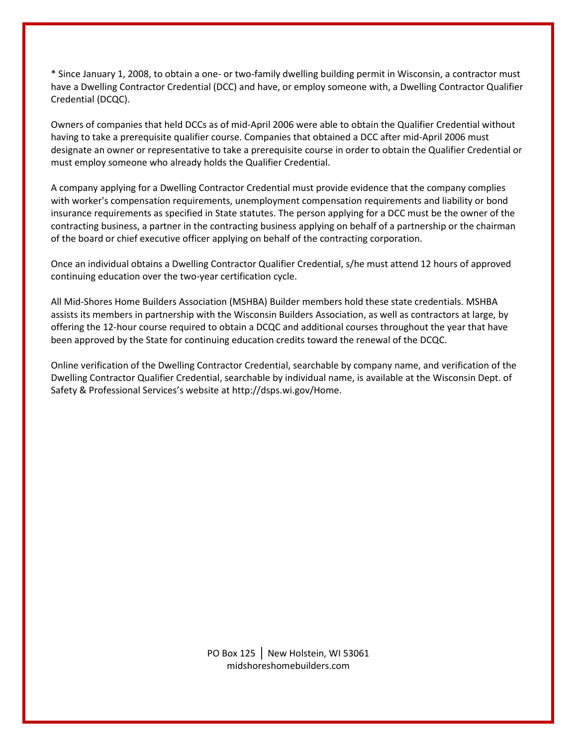* Since January 1, 2008, to obtain a one- or two-family dwelling building permit in Wisconsin, a contractor must have a Dwelling Contractor Credential (DCC) and have, or employ someone with, a Dwelling Contractor Qualifier Credential (DCQC).

Owners of companies that held DCCs as of mid-April 2006 were able to obtain the Qualifier Credential without having to take a prerequisite qualifier course. Companies that obtained a DCC after mid-April 2006 must designate an owner or representative to take a prerequisite course in order to obtain the Qualifier Credential or must employ someone who already holds the Qualifier Credential.

A company applying for a Dwelling Contractor Credential must provide evidence that the company complies with worker's compensation requirements, unemployment compensation requirements and liability or bond insurance requirements as specified in State statutes. The person applying for a DCC must be the owner of the contracting business, a partner in the contracting business applying on behalf of a partnership or the chairman of the board or chief executive officer applying on behalf of the contracting corporation.

Once an individual obtains a Dwelling Contractor Qualifier Credential, s/he must attend 12 hours of approved continuing education over the two-year certification cycle.

All Mid-Shores Home Builders Association (MSHBA) Builder members hold these state credentials. MSHBA assists its members in partnership with the Wisconsin Builders Association, as well as contractors at large, by offering the 12-hour course required to obtain a DCQC and additional courses throughout the year that have been approved by the State for continuing education credits toward the renewal of the DCQC.

Online verification of the Dwelling Contractor Credential, searchable by company name, and verification of the Dwelling Contractor Qualifier Credential, searchable by individual name, is available at the Wisconsin Dept. of Safety & Professional Services's website at http://dsps.wi.gov/Home.

PO Box 125 │ New Holstein, WI 53061
midshoreshomebuilders.com